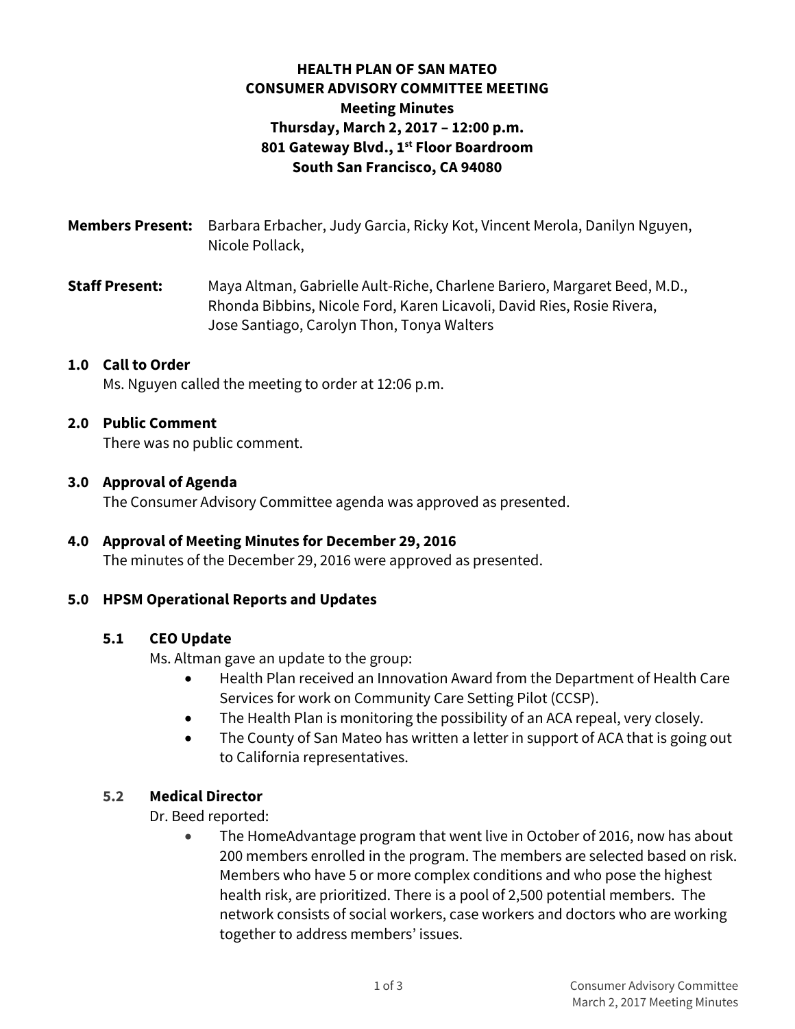**HEALTH PLAN OF SAN MATEO**
**CONSUMER ADVISORY COMMITTEE MEETING**
**Meeting Minutes**
**Thursday, March 2, 2017 – 12:00 p.m.**
**801 Gateway Blvd., 1st Floor Boardroom**
**South San Francisco, CA 94080**

**Members Present:** Barbara Erbacher, Judy Garcia, Ricky Kot, Vincent Merola, Danilyn Nguyen, Nicole Pollack,

**Staff Present:** Maya Altman, Gabrielle Ault-Riche, Charlene Bariero, Margaret Beed, M.D., Rhonda Bibbins, Nicole Ford, Karen Licavoli, David Ries, Rosie Rivera, Jose Santiago, Carolyn Thon, Tonya Walters

## 1.0 Call to Order

Ms. Nguyen called the meeting to order at 12:06 p.m.

## 2.0 Public Comment

There was no public comment.

## 3.0 Approval of Agenda

The Consumer Advisory Committee agenda was approved as presented.

## 4.0 Approval of Meeting Minutes for December 29, 2016

The minutes of the December 29, 2016 were approved as presented.

## 5.0 HPSM Operational Reports and Updates

### 5.1 CEO Update

Ms. Altman gave an update to the group:

- Health Plan received an Innovation Award from the Department of Health Care Services for work on Community Care Setting Pilot (CCSP).
- The Health Plan is monitoring the possibility of an ACA repeal, very closely.
- The County of San Mateo has written a letter in support of ACA that is going out to California representatives.

### 5.2 Medical Director

Dr. Beed reported:

- The HomeAdvantage program that went live in October of 2016, now has about 200 members enrolled in the program. The members are selected based on risk. Members who have 5 or more complex conditions and who pose the highest health risk, are prioritized. There is a pool of 2,500 potential members. The network consists of social workers, case workers and doctors who are working together to address members' issues.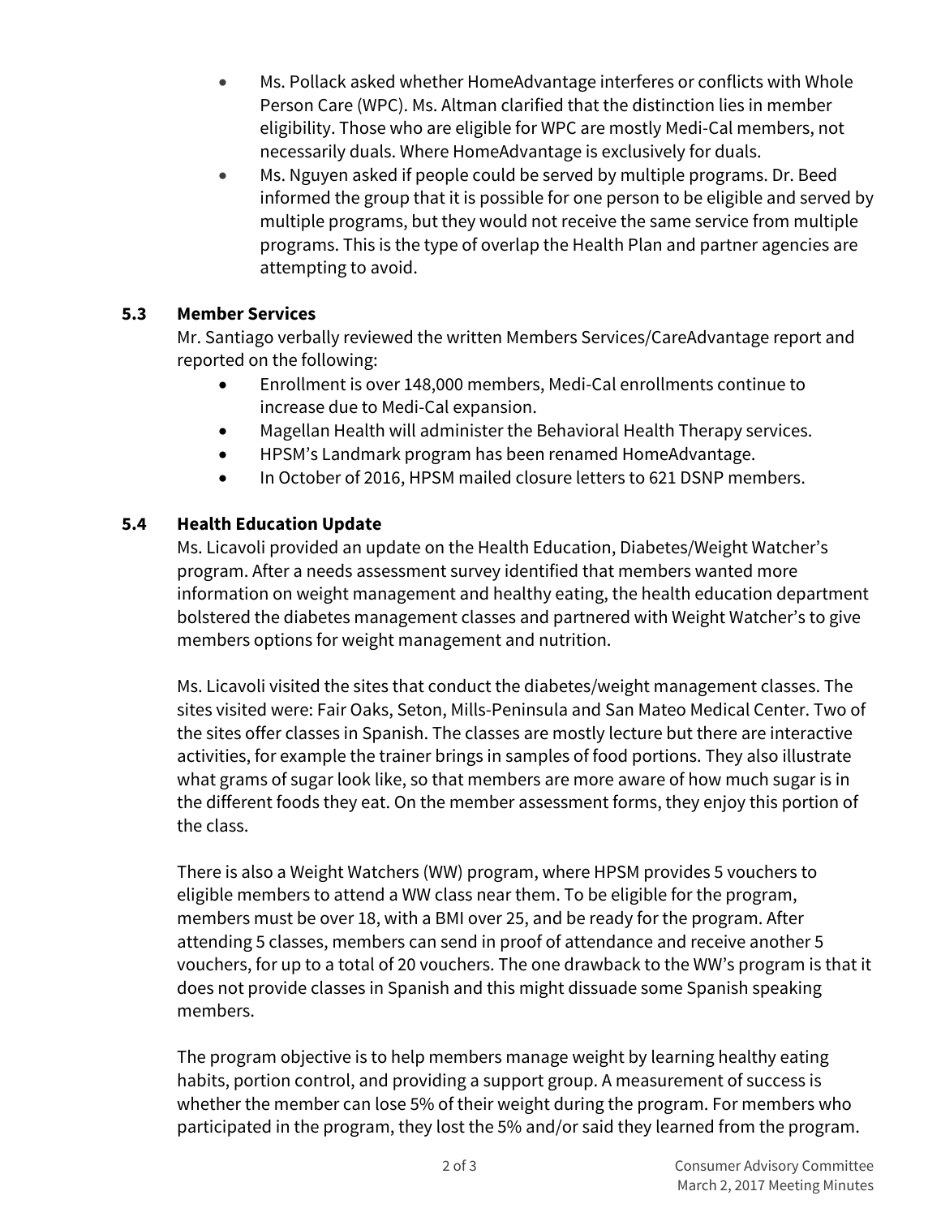- Ms. Pollack asked whether HomeAdvantage interferes or conflicts with Whole Person Care (WPC). Ms. Altman clarified that the distinction lies in member eligibility. Those who are eligible for WPC are mostly Medi-Cal members, not necessarily duals. Where HomeAdvantage is exclusively for duals.
- Ms. Nguyen asked if people could be served by multiple programs. Dr. Beed informed the group that it is possible for one person to be eligible and served by multiple programs, but they would not receive the same service from multiple programs. This is the type of overlap the Health Plan and partner agencies are attempting to avoid.

### 5.3 Member Services

Mr. Santiago verbally reviewed the written Members Services/CareAdvantage report and reported on the following:

- Enrollment is over 148,000 members, Medi-Cal enrollments continue to increase due to Medi-Cal expansion.
- Magellan Health will administer the Behavioral Health Therapy services.
- HPSM's Landmark program has been renamed HomeAdvantage.
- In October of 2016, HPSM mailed closure letters to 621 DSNP members.

### 5.4 Health Education Update

Ms. Licavoli provided an update on the Health Education, Diabetes/Weight Watcher's program. After a needs assessment survey identified that members wanted more information on weight management and healthy eating, the health education department bolstered the diabetes management classes and partnered with Weight Watcher's to give members options for weight management and nutrition.

Ms. Licavoli visited the sites that conduct the diabetes/weight management classes. The sites visited were: Fair Oaks, Seton, Mills-Peninsula and San Mateo Medical Center. Two of the sites offer classes in Spanish. The classes are mostly lecture but there are interactive activities, for example the trainer brings in samples of food portions. They also illustrate what grams of sugar look like, so that members are more aware of how much sugar is in the different foods they eat. On the member assessment forms, they enjoy this portion of the class.

There is also a Weight Watchers (WW) program, where HPSM provides 5 vouchers to eligible members to attend a WW class near them. To be eligible for the program, members must be over 18, with a BMI over 25, and be ready for the program. After attending 5 classes, members can send in proof of attendance and receive another 5 vouchers, for up to a total of 20 vouchers. The one drawback to the WW's program is that it does not provide classes in Spanish and this might dissuade some Spanish speaking members.

The program objective is to help members manage weight by learning healthy eating habits, portion control, and providing a support group. A measurement of success is whether the member can lose 5% of their weight during the program. For members who participated in the program, they lost the 5% and/or said they learned from the program.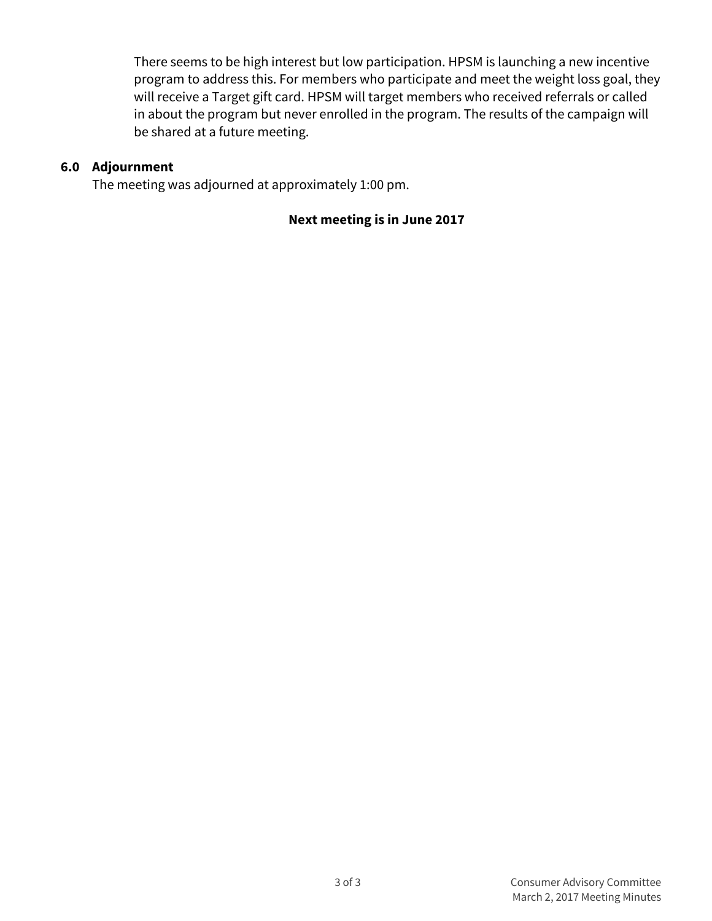There seems to be high interest but low participation. HPSM is launching a new incentive program to address this. For members who participate and meet the weight loss goal, they will receive a Target gift card. HPSM will target members who received referrals or called in about the program but never enrolled in the program. The results of the campaign will be shared at a future meeting.

## 6.0 Adjournment

The meeting was adjourned at approximately 1:00 pm.

**Next meeting is in June 2017**